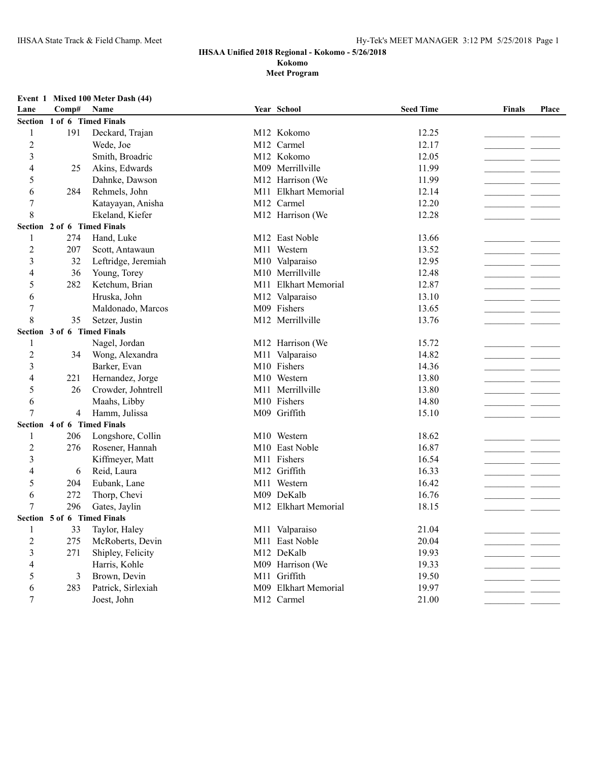**IHSAA Unified 2018 Regional - Kokomo - 5/26/2018**
**Kokomo**
**Meet Program**

**Event 1 Mixed 100 Meter Dash (44)**

| Lane | Comp# | Name | Year | School | Seed Time | Finals | Place |
|---|---|---|---|---|---|---|---|
| **Section 1 of 6 Timed Finals** | | | | | | | |
| 1 | 191 | Deckard, Trajan | M12 | Kokomo | 12.25 | | |
| 2 | | Wede, Joe | M12 | Carmel | 12.17 | | |
| 3 | | Smith, Broadric | M12 | Kokomo | 12.05 | | |
| 4 | 25 | Akins, Edwards | M09 | Merrillville | 11.99 | | |
| 5 | | Dahnke, Dawson | M12 | Harrison (We | 11.99 | | |
| 6 | 284 | Rehmels, John | M11 | Elkhart Memorial | 12.14 | | |
| 7 | | Katayayan, Anisha | M12 | Carmel | 12.20 | | |
| 8 | | Ekeland, Kiefer | M12 | Harrison (We | 12.28 | | |
| **Section 2 of 6 Timed Finals** | | | | | | | |
| 1 | 274 | Hand, Luke | M12 | East Noble | 13.66 | | |
| 2 | 207 | Scott, Antawaun | M11 | Western | 13.52 | | |
| 3 | 32 | Leftridge, Jeremiah | M10 | Valparaiso | 12.95 | | |
| 4 | 36 | Young, Torey | M10 | Merrillville | 12.48 | | |
| 5 | 282 | Ketchum, Brian | M11 | Elkhart Memorial | 12.87 | | |
| 6 | | Hruska, John | M12 | Valparaiso | 13.10 | | |
| 7 | | Maldonado, Marcos | M09 | Fishers | 13.65 | | |
| 8 | 35 | Setzer, Justin | M12 | Merrillville | 13.76 | | |
| **Section 3 of 6 Timed Finals** | | | | | | | |
| 1 | | Nagel, Jordan | M12 | Harrison (We | 15.72 | | |
| 2 | 34 | Wong, Alexandra | M11 | Valparaiso | 14.82 | | |
| 3 | | Barker, Evan | M10 | Fishers | 14.36 | | |
| 4 | 221 | Hernandez, Jorge | M10 | Western | 13.80 | | |
| 5 | 26 | Crowder, Johntrell | M11 | Merrillville | 13.80 | | |
| 6 | | Maahs, Libby | M10 | Fishers | 14.80 | | |
| 7 | 4 | Hamm, Julissa | M09 | Griffith | 15.10 | | |
| **Section 4 of 6 Timed Finals** | | | | | | | |
| 1 | 206 | Longshore, Collin | M10 | Western | 18.62 | | |
| 2 | 276 | Rosener, Hannah | M10 | East Noble | 16.87 | | |
| 3 | | Kiffmeyer, Matt | M11 | Fishers | 16.54 | | |
| 4 | 6 | Reid, Laura | M12 | Griffith | 16.33 | | |
| 5 | 204 | Eubank, Lane | M11 | Western | 16.42 | | |
| 6 | 272 | Thorp, Chevi | M09 | DeKalb | 16.76 | | |
| 7 | 296 | Gates, Jaylin | M12 | Elkhart Memorial | 18.15 | | |
| **Section 5 of 6 Timed Finals** | | | | | | | |
| 1 | 33 | Taylor, Haley | M11 | Valparaiso | 21.04 | | |
| 2 | 275 | McRoberts, Devin | M11 | East Noble | 20.04 | | |
| 3 | 271 | Shipley, Felicity | M12 | DeKalb | 19.93 | | |
| 4 | | Harris, Kohle | M09 | Harrison (We | 19.33 | | |
| 5 | 3 | Brown, Devin | M11 | Griffith | 19.50 | | |
| 6 | 283 | Patrick, Sirlexiah | M09 | Elkhart Memorial | 19.97 | | |
| 7 | | Joest, John | M12 | Carmel | 21.00 | | |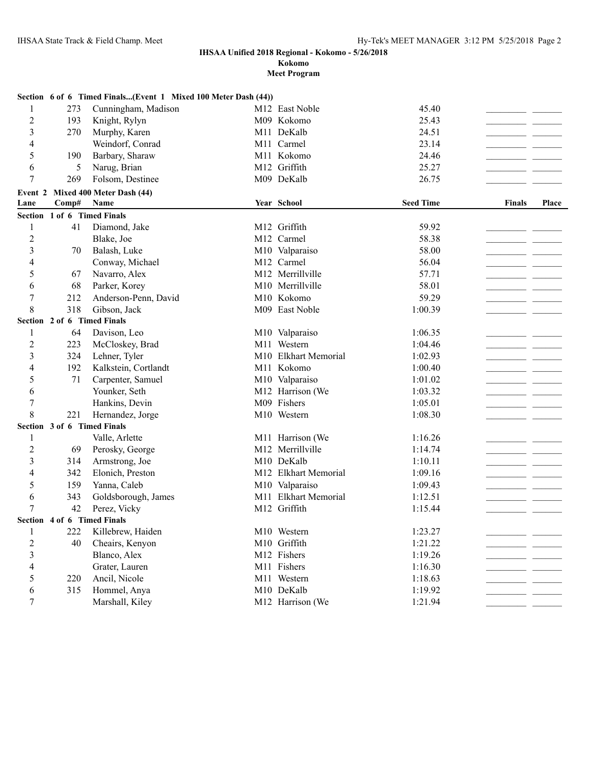**IHSAA Unified 2018 Regional - Kokomo - 5/26/2018**
**Kokomo**
**Meet Program**

**Section 6 of 6 Timed Finals...(Event 1 Mixed 100 Meter Dash (44))**

| Lane | Comp# | Name | Year | School | Seed Time | Finals | Place |
|---|---|---|---|---|---|---|---|
| 1 | 273 | Cunningham, Madison | M12 | East Noble | 45.40 | | |
| 2 | 193 | Knight, Rylyn | M09 | Kokomo | 25.43 | | |
| 3 | 270 | Murphy, Karen | M11 | DeKalb | 24.51 | | |
| 4 | | Weindorf, Conrad | M11 | Carmel | 23.14 | | |
| 5 | 190 | Barbary, Sharaw | M11 | Kokomo | 24.46 | | |
| 6 | 5 | Narug, Brian | M12 | Griffith | 25.27 | | |
| 7 | 269 | Folsom, Destinee | M09 | DeKalb | 26.75 | | |

**Event 2 Mixed 400 Meter Dash (44)**

| Lane | Comp# | Name | Year | School | Seed Time | Finals | Place |
|---|---|---|---|---|---|---|---|
| **Section 1 of 6 Timed Finals** | | | | | | | |
| 1 | 41 | Diamond, Jake | M12 | Griffith | 59.92 | | |
| 2 | | Blake, Joe | M12 | Carmel | 58.38 | | |
| 3 | 70 | Balash, Luke | M10 | Valparaiso | 58.00 | | |
| 4 | | Conway, Michael | M12 | Carmel | 56.04 | | |
| 5 | 67 | Navarro, Alex | M12 | Merrillville | 57.71 | | |
| 6 | 68 | Parker, Korey | M10 | Merrillville | 58.01 | | |
| 7 | 212 | Anderson-Penn, David | M10 | Kokomo | 59.29 | | |
| 8 | 318 | Gibson, Jack | M09 | East Noble | 1:00.39 | | |
| **Section 2 of 6 Timed Finals** | | | | | | | |
| 1 | 64 | Davison, Leo | M10 | Valparaiso | 1:06.35 | | |
| 2 | 223 | McCloskey, Brad | M11 | Western | 1:04.46 | | |
| 3 | 324 | Lehner, Tyler | M10 | Elkhart Memorial | 1:02.93 | | |
| 4 | 192 | Kalkstein, Cortlandt | M11 | Kokomo | 1:00.40 | | |
| 5 | 71 | Carpenter, Samuel | M10 | Valparaiso | 1:01.02 | | |
| 6 | | Younker, Seth | M12 | Harrison (We | 1:03.32 | | |
| 7 | | Hankins, Devin | M09 | Fishers | 1:05.01 | | |
| 8 | 221 | Hernandez, Jorge | M10 | Western | 1:08.30 | | |
| **Section 3 of 6 Timed Finals** | | | | | | | |
| 1 | | Valle, Arlette | M11 | Harrison (We | 1:16.26 | | |
| 2 | 69 | Perosky, George | M12 | Merrillville | 1:14.74 | | |
| 3 | 314 | Armstrong, Joe | M10 | DeKalb | 1:10.11 | | |
| 4 | 342 | Elonich, Preston | M12 | Elkhart Memorial | 1:09.16 | | |
| 5 | 159 | Yanna, Caleb | M10 | Valparaiso | 1:09.43 | | |
| 6 | 343 | Goldsborough, James | M11 | Elkhart Memorial | 1:12.51 | | |
| 7 | 42 | Perez, Vicky | M12 | Griffith | 1:15.44 | | |
| **Section 4 of 6 Timed Finals** | | | | | | | |
| 1 | 222 | Killebrew, Haiden | M10 | Western | 1:23.27 | | |
| 2 | 40 | Cheairs, Kenyon | M10 | Griffith | 1:21.22 | | |
| 3 | | Blanco, Alex | M12 | Fishers | 1:19.26 | | |
| 4 | | Grater, Lauren | M11 | Fishers | 1:16.30 | | |
| 5 | 220 | Ancil, Nicole | M11 | Western | 1:18.63 | | |
| 6 | 315 | Hommel, Anya | M10 | DeKalb | 1:19.92 | | |
| 7 | | Marshall, Kiley | M12 | Harrison (We | 1:21.94 | | |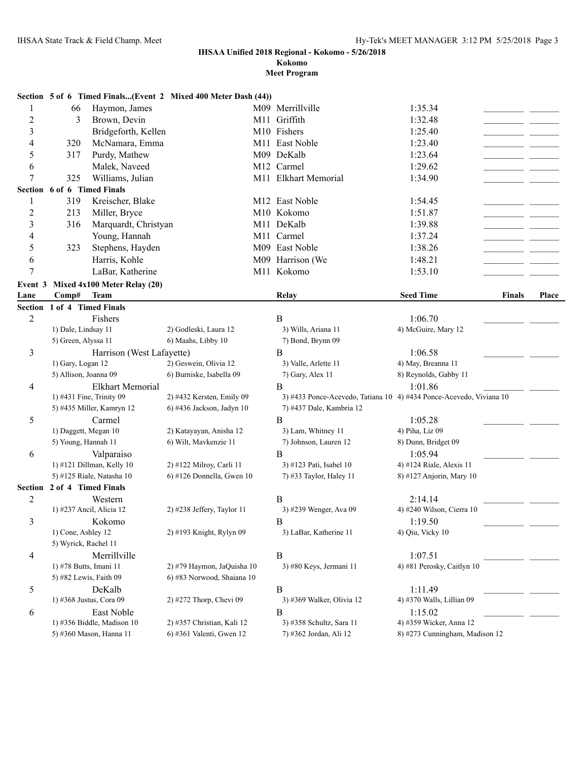**IHSAA Unified 2018 Regional - Kokomo - 5/26/2018**
**Kokomo**
**Meet Program**

**Section 5 of 6 Timed Finals...(Event 2 Mixed 400 Meter Dash (44))**

| Lane | Comp# | Name | Year | School | Seed Time | Finals | Place |
|---|---|---|---|---|---|---|---|
| 1 | 66 | Haymon, James | M09 | Merrillville | 1:35.34 | _________ | _______ |
| 2 | 3 | Brown, Devin | M11 | Griffith | 1:32.48 | _________ | _______ |
| 3 | | Bridgeforth, Kellen | M10 | Fishers | 1:25.40 | _________ | _______ |
| 4 | 320 | McNamara, Emma | M11 | East Noble | 1:23.40 | _________ | _______ |
| 5 | 317 | Purdy, Mathew | M09 | DeKalb | 1:23.64 | _________ | _______ |
| 6 | | Malek, Naveed | M12 | Carmel | 1:29.62 | _________ | _______ |
| 7 | 325 | Williams, Julian | M11 | Elkhart Memorial | 1:34.90 | _________ | _______ |

**Section 6 of 6 Timed Finals**

| Lane | Comp# | Name | Year | School | Seed Time | Finals | Place |
|---|---|---|---|---|---|---|---|
| 1 | 319 | Kreischer, Blake | M12 | East Noble | 1:54.45 | _________ | _______ |
| 2 | 213 | Miller, Bryce | M10 | Kokomo | 1:51.87 | _________ | _______ |
| 3 | 316 | Marquardt, Christyan | M11 | DeKalb | 1:39.88 | _________ | _______ |
| 4 | | Young, Hannah | M11 | Carmel | 1:37.24 | _________ | _______ |
| 5 | 323 | Stephens, Hayden | M09 | East Noble | 1:38.26 | _________ | _______ |
| 6 | | Harris, Kohle | M09 | Harrison (We | 1:48.21 | _________ | _______ |
| 7 | | LaBar, Katherine | M11 | Kokomo | 1:53.10 | _________ | _______ |

**Event 3 Mixed 4x100 Meter Relay (20)**

| Lane | Comp# | Team | Relay | Seed Time | Finals | Place |
|---|---|---|---|---|---|---|

**Section 1 of 4 Timed Finals**

| Lane | Team | Relay | Seed Time | Finals | Place |
|---|---|---|---|---|---|
| 2 | Fishers | B | 1:06.70 | _________ | _______ |
| | 1) Dale, Lindsay 11; 2) Godleski, Laura 12; 3) Wills, Ariana 11; 4) McGuire, Mary 12; 5) Green, Alyssa 11; 6) Maahs, Libby 10; 7) Bond, Brynn 09 | | | | |
| 3 | Harrison (West Lafayette) | B | 1:06.58 | _________ | _______ |
| | 1) Gary, Logan 12; 2) Geswein, Olivia 12; 3) Valle, Arlette 11; 4) May, Breanna 11; 5) Allison, Joanna 09; 6) Burniske, Isabella 09; 7) Gary, Alex 11; 8) Reynolds, Gabby 11 | | | | |
| 4 | Elkhart Memorial | B | 1:01.86 | _________ | _______ |
| | 1) #431 Fine, Trinity 09; 2) #432 Kersten, Emily 09; 3) #433 Ponce-Acevedo, Tatiana 10; 4) #434 Ponce-Acevedo, Viviana 10; 5) #435 Miller, Kamryn 12; 6) #436 Jackson, Jadyn 10; 7) #437 Dale, Kambria 12 | | | | |
| 5 | Carmel | B | 1:05.28 | _________ | _______ |
| | 1) Daggett, Megan 10; 2) Katayayan, Anisha 12; 3) Lam, Whitney 11; 4) Piha, Liz 09; 5) Young, Hannah 11; 6) Wilt, Mavkenzie 11; 7) Johnson, Lauren 12; 8) Dunn, Bridget 09 | | | | |
| 6 | Valparaiso | B | 1:05.94 | _________ | _______ |
| | 1) #121 Dillman, Kelly 10; 2) #122 Milroy, Carli 11; 3) #123 Pati, Isabel 10; 4) #124 Riale, Alexis 11; 5) #125 Riale, Natasha 10; 6) #126 Donnella, Gwen 10; 7) #33 Taylor, Haley 11; 8) #127 Anjorin, Mary 10 | | | | |

**Section 2 of 4 Timed Finals**

| Lane | Team | Relay | Seed Time | Finals | Place |
|---|---|---|---|---|---|
| 2 | Western | B | 2:14.14 | _________ | _______ |
| | 1) #237 Ancil, Alicia 12; 2) #238 Jeffery, Taylor 11; 3) #239 Wenger, Ava 09; 4) #240 Wilson, Cierra 10 | | | | |
| 3 | Kokomo | B | 1:19.50 | _________ | _______ |
| | 1) Cone, Ashley 12; 2) #193 Knight, Rylyn 09; 3) LaBar, Katherine 11; 4) Qiu, Vicky 10; 5) Wyrick, Rachel 11 | | | | |
| 4 | Merrillville | B | 1:07.51 | _________ | _______ |
| | 1) #78 Butts, Imani 11; 2) #79 Haymon, JaQuisha 10; 3) #80 Keys, Jermani 11; 4) #81 Perosky, Caitlyn 10; 5) #82 Lewis, Faith 09; 6) #83 Norwood, Shaiana 10 | | | | |
| 5 | DeKalb | B | 1:11.49 | _________ | _______ |
| | 1) #368 Justus, Cora 09; 2) #272 Thorp, Chevi 09; 3) #369 Walker, Olivia 12; 4) #370 Walls, Lillian 09 | | | | |
| 6 | East Noble | B | 1:15.02 | _________ | _______ |
| | 1) #356 Biddle, Madison 10; 2) #357 Christian, Kali 12; 3) #358 Schultz, Sara 11; 4) #359 Wicker, Anna 12; 5) #360 Mason, Hanna 11; 6) #361 Valenti, Gwen 12; 7) #362 Jordan, Ali 12; 8) #273 Cunningham, Madison 12 | | | | |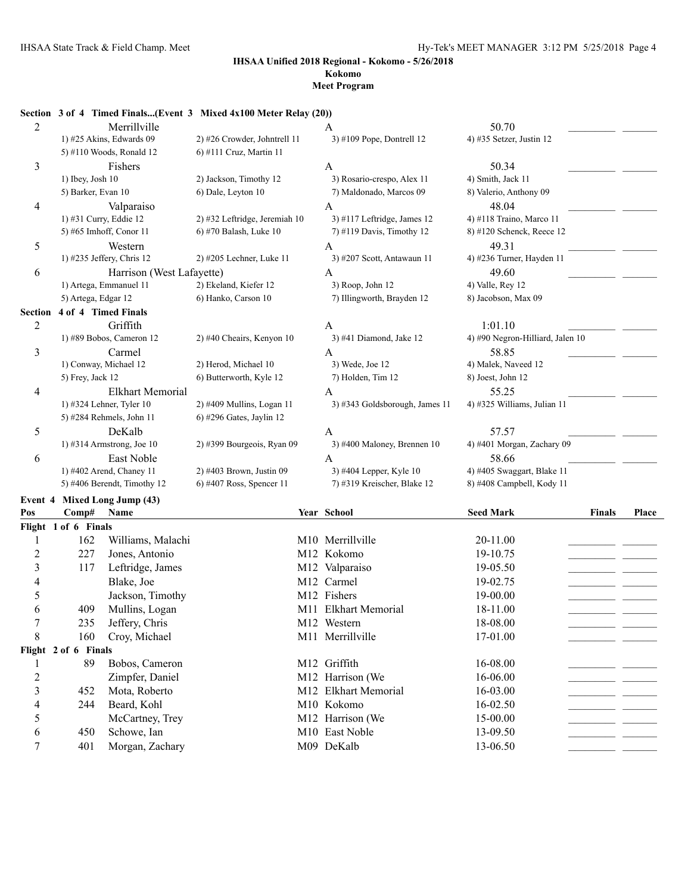### IHSAA Unified 2018 Regional - Kokomo - 5/26/2018

**Kokomo**

**Meet Program**

**Section 3 of 4 Timed Finals...(Event 3 Mixed 4x100 Meter Relay (20))**

| Lane | Team | Relay | Seed Time | Finals | Place |
|---|---|---|---|---|---|
| 2 | Merrillville | A | 50.70 | _________ | _______ |
| | 1) #25 Akins, Edwards 09; 2) #26 Crowder, Johntrell 11; 3) #109 Pope, Dontrell 12; 4) #35 Setzer, Justin 12; 5) #110 Woods, Ronald 12; 6) #111 Cruz, Martin 11 | | | | |
| 3 | Fishers | A | 50.34 | _________ | _______ |
| | 1) Ibey, Josh 10; 2) Jackson, Timothy 12; 3) Rosario-crespo, Alex 11; 4) Smith, Jack 11; 5) Barker, Evan 10; 6) Dale, Leyton 10; 7) Maldonado, Marcos 09; 8) Valerio, Anthony 09 | | | | |
| 4 | Valparaiso | A | 48.04 | _________ | _______ |
| | 1) #31 Curry, Eddie 12; 2) #32 Leftridge, Jeremiah 10; 3) #117 Leftridge, James 12; 4) #118 Traino, Marco 11; 5) #65 Imhoff, Conor 11; 6) #70 Balash, Luke 10; 7) #119 Davis, Timothy 12; 8) #120 Schenck, Reece 12 | | | | |
| 5 | Western | A | 49.31 | _________ | _______ |
| | 1) #235 Jeffery, Chris 12; 2) #205 Lechner, Luke 11; 3) #207 Scott, Antawaun 11; 4) #236 Turner, Hayden 11 | | | | |
| 6 | Harrison (West Lafayette) | A | 49.60 | _________ | _______ |
| | 1) Artega, Emmanuel 11; 2) Ekeland, Kiefer 12; 3) Roop, John 12; 4) Valle, Rey 12; 5) Artega, Edgar 12; 6) Hanko, Carson 10; 7) Illingworth, Brayden 12; 8) Jacobson, Max 09 | | | | |

**Section 4 of 4 Timed Finals**

| Lane | Team | Relay | Seed Time | Finals | Place |
|---|---|---|---|---|---|
| 2 | Griffith | A | 1:01.10 | _________ | _______ |
| | 1) #89 Bobos, Cameron 12; 2) #40 Cheairs, Kenyon 10; 3) #41 Diamond, Jake 12; 4) #90 Negron-Hilliard, Jalen 10 | | | | |
| 3 | Carmel | A | 58.85 | _________ | _______ |
| | 1) Conway, Michael 12; 2) Herod, Michael 10; 3) Wede, Joe 12; 4) Malek, Naveed 12; 5) Frey, Jack 12; 6) Butterworth, Kyle 12; 7) Holden, Tim 12; 8) Joest, John 12 | | | | |
| 4 | Elkhart Memorial | A | 55.25 | _________ | _______ |
| | 1) #324 Lehner, Tyler 10; 2) #409 Mullins, Logan 11; 3) #343 Goldsborough, James 11; 4) #325 Williams, Julian 11; 5) #284 Rehmels, John 11; 6) #296 Gates, Jaylin 12 | | | | |
| 5 | DeKalb | A | 57.57 | _________ | _______ |
| | 1) #314 Armstrong, Joe 10; 2) #399 Bourgeois, Ryan 09; 3) #400 Maloney, Brennen 10; 4) #401 Morgan, Zachary 09 | | | | |
| 6 | East Noble | A | 58.66 | _________ | _______ |
| | 1) #402 Arend, Chaney 11; 2) #403 Brown, Justin 09; 3) #404 Lepper, Kyle 10; 4) #405 Swaggart, Blake 11; 5) #406 Berendt, Timothy 12; 6) #407 Ross, Spencer 11; 7) #319 Kreischer, Blake 12; 8) #408 Campbell, Kody 11 | | | | |

**Event 4 Mixed Long Jump (43)**

| Pos | Comp# | Name | Year | School | Seed Mark | Finals | Place |
|---|---|---|---|---|---|---|---|
| **Flight 1 of 6 Finals** | | | | | | | |
| 1 | 162 | Williams, Malachi | M10 | Merrillville | 20-11.00 | _________ | _______ |
| 2 | 227 | Jones, Antonio | M12 | Kokomo | 19-10.75 | _________ | _______ |
| 3 | 117 | Leftridge, James | M12 | Valparaiso | 19-05.50 | _________ | _______ |
| 4 | | Blake, Joe | M12 | Carmel | 19-02.75 | _________ | _______ |
| 5 | | Jackson, Timothy | M12 | Fishers | 19-00.00 | _________ | _______ |
| 6 | 409 | Mullins, Logan | M11 | Elkhart Memorial | 18-11.00 | _________ | _______ |
| 7 | 235 | Jeffery, Chris | M12 | Western | 18-08.00 | _________ | _______ |
| 8 | 160 | Croy, Michael | M11 | Merrillville | 17-01.00 | _________ | _______ |
| **Flight 2 of 6 Finals** | | | | | | | |
| 1 | 89 | Bobos, Cameron | M12 | Griffith | 16-08.00 | _________ | _______ |
| 2 | | Zimpfer, Daniel | M12 | Harrison (We | 16-06.00 | _________ | _______ |
| 3 | 452 | Mota, Roberto | M12 | Elkhart Memorial | 16-03.00 | _________ | _______ |
| 4 | 244 | Beard, Kohl | M10 | Kokomo | 16-02.50 | _________ | _______ |
| 5 | | McCartney, Trey | M12 | Harrison (We | 15-00.00 | _________ | _______ |
| 6 | 450 | Schowe, Ian | M10 | East Noble | 13-09.50 | _________ | _______ |
| 7 | 401 | Morgan, Zachary | M09 | DeKalb | 13-06.50 | _________ | _______ |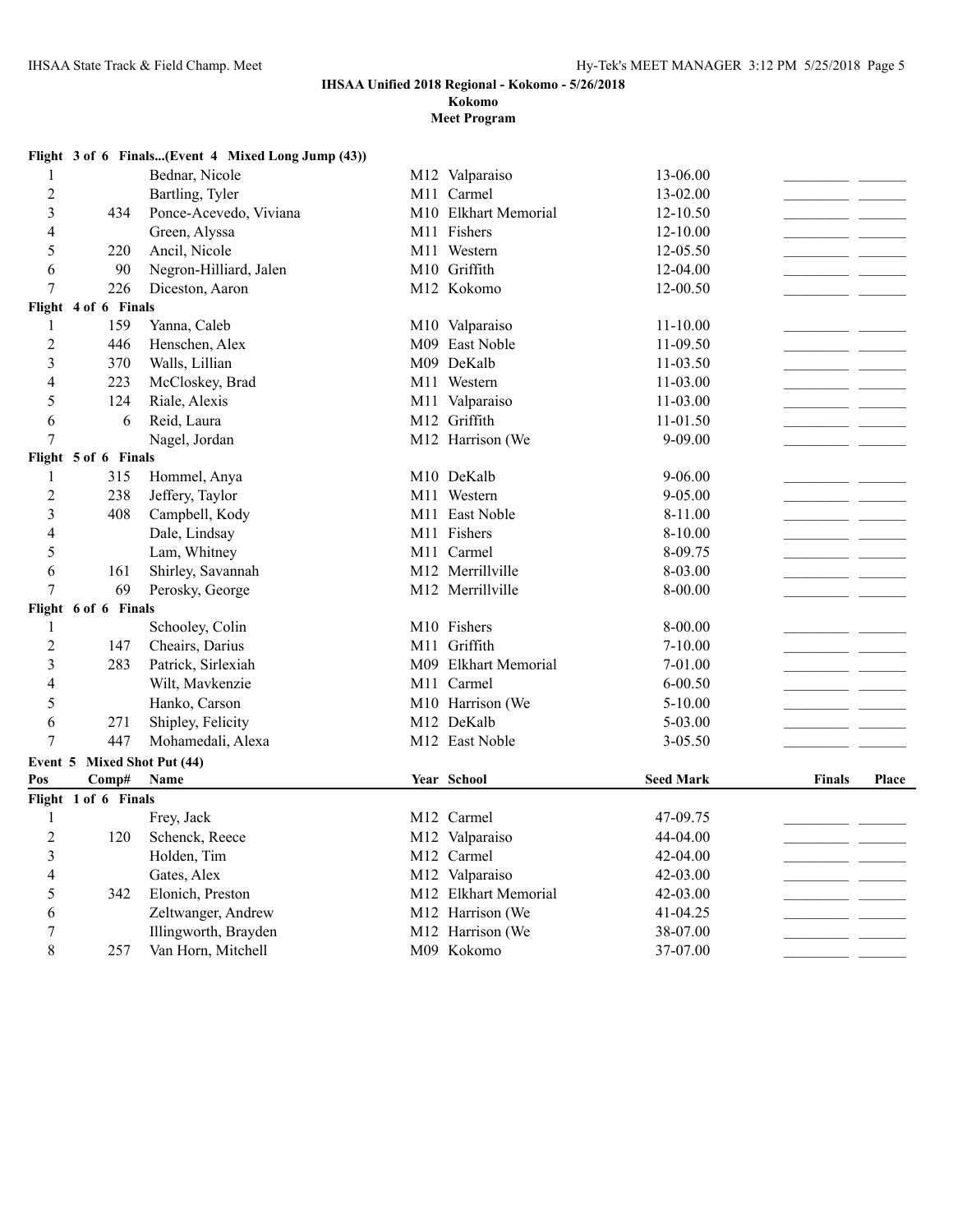**IHSAA Unified 2018 Regional - Kokomo - 5/26/2018**
**Kokomo**
**Meet Program**

**Flight 3 of 6 Finals...(Event 4 Mixed Long Jump (43))**

| Pos | Comp# | Name | Year | School | Seed Mark | Finals | Place |
|---|---|---|---|---|---|---|---|
| 1 | | Bednar, Nicole | M12 | Valparaiso | 13-06.00 | | |
| 2 | | Bartling, Tyler | M11 | Carmel | 13-02.00 | | |
| 3 | 434 | Ponce-Acevedo, Viviana | M10 | Elkhart Memorial | 12-10.50 | | |
| 4 | | Green, Alyssa | M11 | Fishers | 12-10.00 | | |
| 5 | 220 | Ancil, Nicole | M11 | Western | 12-05.50 | | |
| 6 | 90 | Negron-Hilliard, Jalen | M10 | Griffith | 12-04.00 | | |
| 7 | 226 | Diceston, Aaron | M12 | Kokomo | 12-00.50 | | |
| **Flight 4 of 6 Finals** | | | | | | | |
| 1 | 159 | Yanna, Caleb | M10 | Valparaiso | 11-10.00 | | |
| 2 | 446 | Henschen, Alex | M09 | East Noble | 11-09.50 | | |
| 3 | 370 | Walls, Lillian | M09 | DeKalb | 11-03.50 | | |
| 4 | 223 | McCloskey, Brad | M11 | Western | 11-03.00 | | |
| 5 | 124 | Riale, Alexis | M11 | Valparaiso | 11-03.00 | | |
| 6 | 6 | Reid, Laura | M12 | Griffith | 11-01.50 | | |
| 7 | | Nagel, Jordan | M12 | Harrison (We | 9-09.00 | | |
| **Flight 5 of 6 Finals** | | | | | | | |
| 1 | 315 | Hommel, Anya | M10 | DeKalb | 9-06.00 | | |
| 2 | 238 | Jeffery, Taylor | M11 | Western | 9-05.00 | | |
| 3 | 408 | Campbell, Kody | M11 | East Noble | 8-11.00 | | |
| 4 | | Dale, Lindsay | M11 | Fishers | 8-10.00 | | |
| 5 | | Lam, Whitney | M11 | Carmel | 8-09.75 | | |
| 6 | 161 | Shirley, Savannah | M12 | Merrillville | 8-03.00 | | |
| 7 | 69 | Perosky, George | M12 | Merrillville | 8-00.00 | | |
| **Flight 6 of 6 Finals** | | | | | | | |
| 1 | | Schooley, Colin | M10 | Fishers | 8-00.00 | | |
| 2 | 147 | Cheairs, Darius | M11 | Griffith | 7-10.00 | | |
| 3 | 283 | Patrick, Sirlexiah | M09 | Elkhart Memorial | 7-01.00 | | |
| 4 | | Wilt, Mavkenzie | M11 | Carmel | 6-00.50 | | |
| 5 | | Hanko, Carson | M10 | Harrison (We | 5-10.00 | | |
| 6 | 271 | Shipley, Felicity | M12 | DeKalb | 5-03.00 | | |
| 7 | 447 | Mohamedali, Alexa | M12 | East Noble | 3-05.50 | | |

**Event 5 Mixed Shot Put (44)**

| Pos | Comp# | Name | Year | School | Seed Mark | Finals | Place |
|---|---|---|---|---|---|---|---|
| **Flight 1 of 6 Finals** | | | | | | | |
| 1 | | Frey, Jack | M12 | Carmel | 47-09.75 | | |
| 2 | 120 | Schenck, Reece | M12 | Valparaiso | 44-04.00 | | |
| 3 | | Holden, Tim | M12 | Carmel | 42-04.00 | | |
| 4 | | Gates, Alex | M12 | Valparaiso | 42-03.00 | | |
| 5 | 342 | Elonich, Preston | M12 | Elkhart Memorial | 42-03.00 | | |
| 6 | | Zeltwanger, Andrew | M12 | Harrison (We | 41-04.25 | | |
| 7 | | Illingworth, Brayden | M12 | Harrison (We | 38-07.00 | | |
| 8 | 257 | Van Horn, Mitchell | M09 | Kokomo | 37-07.00 | | |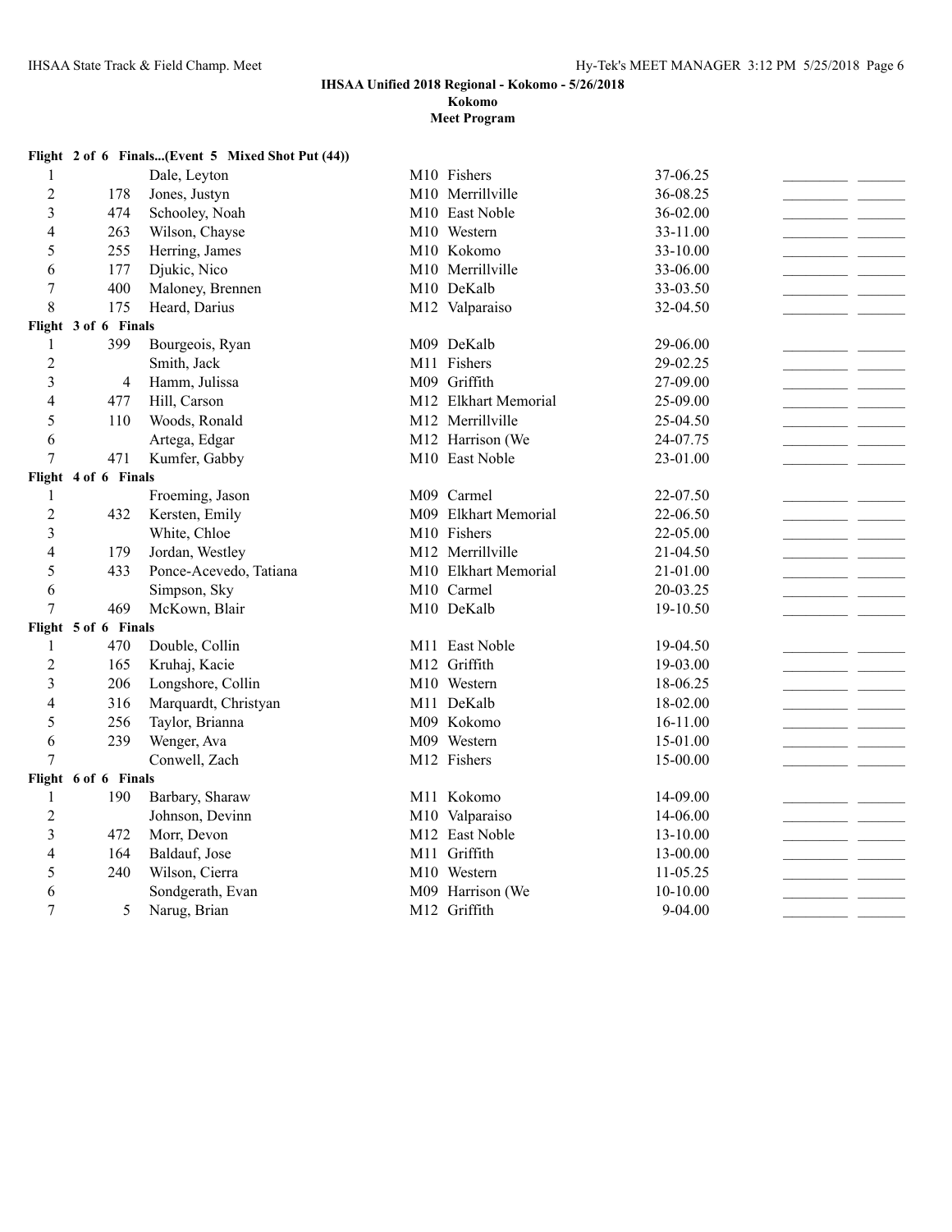**IHSAA Unified 2018 Regional - Kokomo - 5/26/2018**

**Kokomo**

**Meet Program**

**Flight 2 of 6 Finals...(Event 5 Mixed Shot Put (44))**

| | | | | | | |
|---|---|---|---|---|---|---|
| 1 | | Dale, Leyton | M10 | Fishers | 37-06.25 | _________ _______ |
| 2 | 178 | Jones, Justyn | M10 | Merrillville | 36-08.25 | _________ _______ |
| 3 | 474 | Schooley, Noah | M10 | East Noble | 36-02.00 | _________ _______ |
| 4 | 263 | Wilson, Chayse | M10 | Western | 33-11.00 | _________ _______ |
| 5 | 255 | Herring, James | M10 | Kokomo | 33-10.00 | _________ _______ |
| 6 | 177 | Djukic, Nico | M10 | Merrillville | 33-06.00 | _________ _______ |
| 7 | 400 | Maloney, Brennen | M10 | DeKalb | 33-03.50 | _________ _______ |
| 8 | 175 | Heard, Darius | M12 | Valparaiso | 32-04.50 | _________ _______ |

**Flight 3 of 6 Finals**

| | | | | | | |
|---|---|---|---|---|---|---|
| 1 | 399 | Bourgeois, Ryan | M09 | DeKalb | 29-06.00 | _________ _______ |
| 2 | | Smith, Jack | M11 | Fishers | 29-02.25 | _________ _______ |
| 3 | 4 | Hamm, Julissa | M09 | Griffith | 27-09.00 | _________ _______ |
| 4 | 477 | Hill, Carson | M12 | Elkhart Memorial | 25-09.00 | _________ _______ |
| 5 | 110 | Woods, Ronald | M12 | Merrillville | 25-04.50 | _________ _______ |
| 6 | | Artega, Edgar | M12 | Harrison (We | 24-07.75 | _________ _______ |
| 7 | 471 | Kumfer, Gabby | M10 | East Noble | 23-01.00 | _________ _______ |

**Flight 4 of 6 Finals**

| | | | | | | |
|---|---|---|---|---|---|---|
| 1 | | Froeming, Jason | M09 | Carmel | 22-07.50 | _________ _______ |
| 2 | 432 | Kersten, Emily | M09 | Elkhart Memorial | 22-06.50 | _________ _______ |
| 3 | | White, Chloe | M10 | Fishers | 22-05.00 | _________ _______ |
| 4 | 179 | Jordan, Westley | M12 | Merrillville | 21-04.50 | _________ _______ |
| 5 | 433 | Ponce-Acevedo, Tatiana | M10 | Elkhart Memorial | 21-01.00 | _________ _______ |
| 6 | | Simpson, Sky | M10 | Carmel | 20-03.25 | _________ _______ |
| 7 | 469 | McKown, Blair | M10 | DeKalb | 19-10.50 | _________ _______ |

**Flight 5 of 6 Finals**

| | | | | | | |
|---|---|---|---|---|---|---|
| 1 | 470 | Double, Collin | M11 | East Noble | 19-04.50 | _________ _______ |
| 2 | 165 | Kruhaj, Kacie | M12 | Griffith | 19-03.00 | _________ _______ |
| 3 | 206 | Longshore, Collin | M10 | Western | 18-06.25 | _________ _______ |
| 4 | 316 | Marquardt, Christyan | M11 | DeKalb | 18-02.00 | _________ _______ |
| 5 | 256 | Taylor, Brianna | M09 | Kokomo | 16-11.00 | _________ _______ |
| 6 | 239 | Wenger, Ava | M09 | Western | 15-01.00 | _________ _______ |
| 7 | | Conwell, Zach | M12 | Fishers | 15-00.00 | _________ _______ |

**Flight 6 of 6 Finals**

| | | | | | | |
|---|---|---|---|---|---|---|
| 1 | 190 | Barbary, Sharaw | M11 | Kokomo | 14-09.00 | _________ _______ |
| 2 | | Johnson, Devinn | M10 | Valparaiso | 14-06.00 | _________ _______ |
| 3 | 472 | Morr, Devon | M12 | East Noble | 13-10.00 | _________ _______ |
| 4 | 164 | Baldauf, Jose | M11 | Griffith | 13-00.00 | _________ _______ |
| 5 | 240 | Wilson, Cierra | M10 | Western | 11-05.25 | _________ _______ |
| 6 | | Sondgerath, Evan | M09 | Harrison (We | 10-10.00 | _________ _______ |
| 7 | 5 | Narug, Brian | M12 | Griffith | 9-04.00 | _________ _______ |